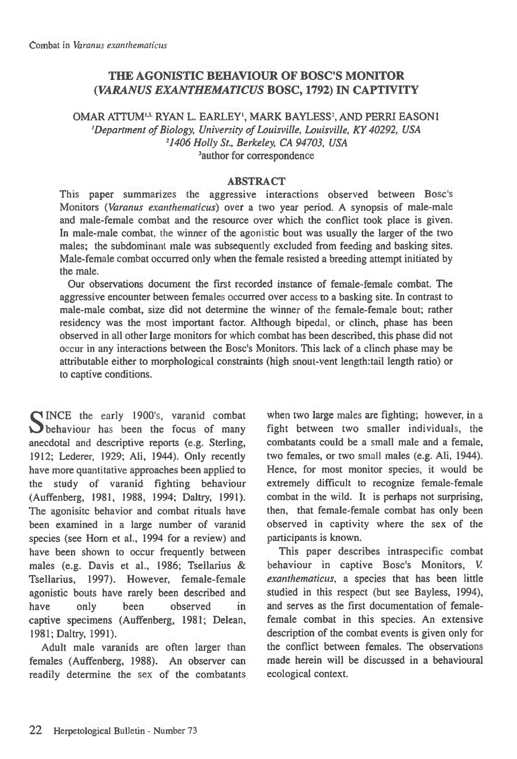# THE AGONISTIC BEHAVIOUR OF BOSC'S MONITOR (*VARANUS EXANTHEMATICUS* BOSC, 1792) IN CAPTIVITY

OMAR ATTUM[1,3], RYAN L. EARLEY[1], MARK BAYLESS[2], AND PERRI EASON1

[1]*Department of Biology, University of Louisville, Louisville, KY 40292, USA*

[2]*1406 Holly St., Berkeley, CA 94703, USA*

[3]author for correspondence

## ABSTRACT

This paper summarizes the aggressive interactions observed between Bosc's Monitors (*Varanus exanthematicus*) over a two year period. A synopsis of male-male and male-female combat and the resource over which the conflict took place is given. In male-male combat, the winner of the agonistic bout was usually the larger of the two males; the subdominant male was subsequently excluded from feeding and basking sites. Male-female combat occurred only when the female resisted a breeding attempt initiated by the male.

Our observations document the first recorded instance of female-female combat. The aggressive encounter between females occurred over access to a basking site. In contrast to male-male combat, size did not determine the winner of the female-female bout; rather residency was the most important factor. Although bipedal, or clinch, phase has been observed in all other large monitors for which combat has been described, this phase did not occur in any interactions between the Bosc's Monitors. This lack of a clinch phase may be attributable either to morphological constraints (high snout-vent length:tail length ratio) or to captive conditions.

SINCE the early 1900's, varanid combat behaviour has been the focus of many anecdotal and descriptive reports (e.g. Sterling, 1912; Lederer, 1929; Ali, 1944). Only recently have more quantitative approaches been applied to the study of varanid fighting behaviour (Auffenberg, 1981, 1988, 1994; Daltry, 1991). The agonisitc behavior and combat rituals have been examined in a large number of varanid species (see Horn et al., 1994 for a review) and have been shown to occur frequently between males (e.g. Davis et al., 1986; Tsellarius & Tsellarius, 1997). However, female-female agonistic bouts have rarely been described and have only been observed in captive specimens (Auffenberg, 1981; Delean, 1981; Daltry, 1991).

Adult male varanids are often larger than females (Auffenberg, 1988). An observer can readily determine the sex of the combatants when two large males are fighting; however, in a fight between two smaller individuals, the combatants could be a small male and a female, two females, or two small males (e.g. Ali, 1944). Hence, for most monitor species, it would be extremely difficult to recognize female-female combat in the wild. It is perhaps not surprising, then, that female-female combat has only been observed in captivity where the sex of the participants is known.

This paper describes intraspecific combat behaviour in captive Bosc's Monitors, *V. exanthematicus*, a species that has been little studied in this respect (but see Bayless, 1994), and serves as the first documentation of female-female combat in this species. An extensive description of the combat events is given only for the conflict between females. The observations made herein will be discussed in a behavioural ecological context.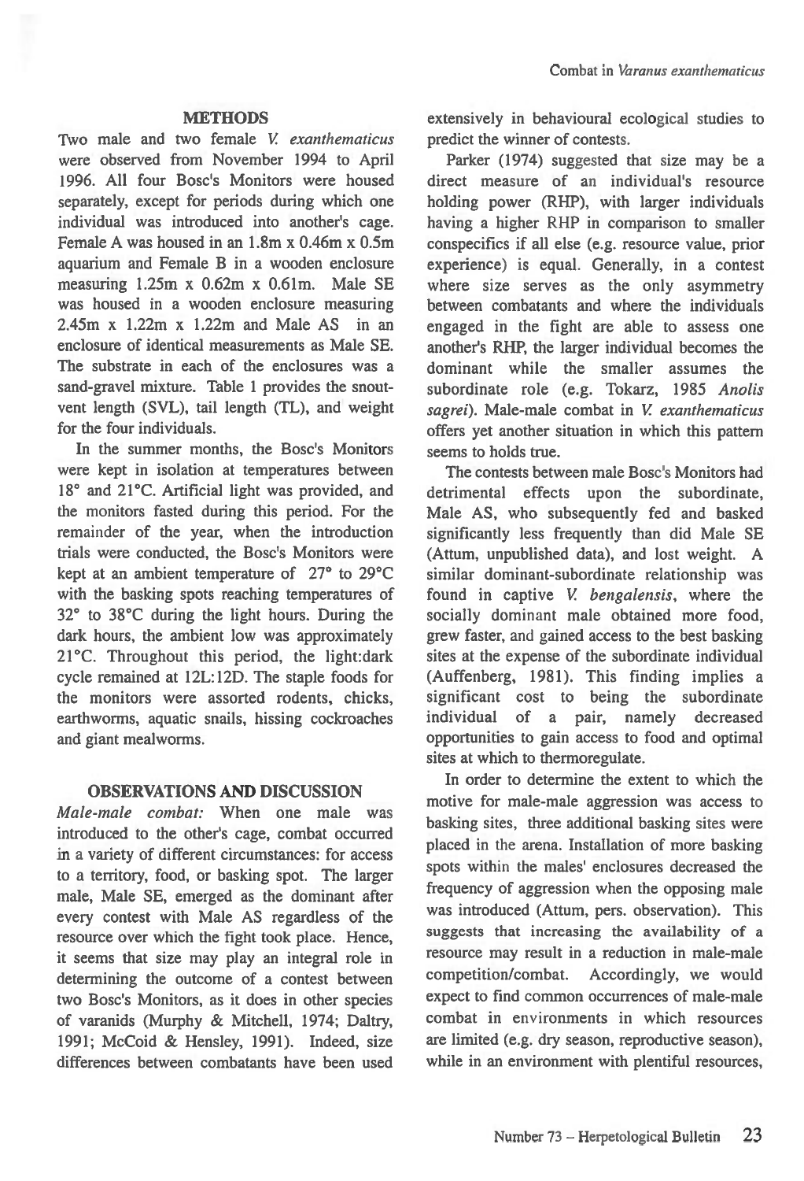## METHODS

Two male and two female *V. exanthematicus* were observed from November 1994 to April 1996. All four Bosc's Monitors were housed separately, except for periods during which one individual was introduced into another's cage. Female A was housed in an 1.8m x 0.46m x 0.5m aquarium and Female B in a wooden enclosure measuring 1.25m x 0.62m x 0.61m. Male SE was housed in a wooden enclosure measuring 2.45m x 1.22m x 1.22m and Male AS in an enclosure of identical measurements as Male SE. The substrate in each of the enclosures was a sand-gravel mixture. Table 1 provides the snout-vent length (SVL), tail length (TL), and weight for the four individuals.

In the summer months, the Bosc's Monitors were kept in isolation at temperatures between 18° and 21°C. Artificial light was provided, and the monitors fasted during this period. For the remainder of the year, when the introduction trials were conducted, the Bosc's Monitors were kept at an ambient temperature of 27° to 29°C with the basking spots reaching temperatures of 32° to 38°C during the light hours. During the dark hours, the ambient low was approximately 21°C. Throughout this period, the light:dark cycle remained at 12L:12D. The staple foods for the monitors were assorted rodents, chicks, earthworms, aquatic snails, hissing cockroaches and giant mealworms.

## OBSERVATIONS AND DISCUSSION

*Male-male combat:* When one male was introduced to the other's cage, combat occurred in a variety of different circumstances: for access to a territory, food, or basking spot. The larger male, Male SE, emerged as the dominant after every contest with Male AS regardless of the resource over which the fight took place. Hence, it seems that size may play an integral role in determining the outcome of a contest between two Bosc's Monitors, as it does in other species of varanids (Murphy & Mitchell, 1974; Daltry, 1991; McCoid & Hensley, 1991). Indeed, size differences between combatants have been used extensively in behavioural ecological studies to predict the winner of contests.

Parker (1974) suggested that size may be a direct measure of an individual's resource holding power (RHP), with larger individuals having a higher RHP in comparison to smaller conspecifics if all else (e.g. resource value, prior experience) is equal. Generally, in a contest where size serves as the only asymmetry between combatants and where the individuals engaged in the fight are able to assess one another's RHP, the larger individual becomes the dominant while the smaller assumes the subordinate role (e.g. Tokarz, 1985 *Anolis sagrei*). Male-male combat in *V. exanthematicus* offers yet another situation in which this pattern seems to holds true.

The contests between male Bosc's Monitors had detrimental effects upon the subordinate, Male AS, who subsequently fed and basked significantly less frequently than did Male SE (Attum, unpublished data), and lost weight. A similar dominant-subordinate relationship was found in captive *V. bengalensis*, where the socially dominant male obtained more food, grew faster, and gained access to the best basking sites at the expense of the subordinate individual (Auffenberg, 1981). This finding implies a significant cost to being the subordinate individual of a pair, namely decreased opportunities to gain access to food and optimal sites at which to thermoregulate.

In order to determine the extent to which the motive for male-male aggression was access to basking sites, three additional basking sites were placed in the arena. Installation of more basking spots within the males' enclosures decreased the frequency of aggression when the opposing male was introduced (Attum, pers. observation). This suggests that increasing the availability of a resource may result in a reduction in male-male competition/combat. Accordingly, we would expect to find common occurrences of male-male combat in environments in which resources are limited (e.g. dry season, reproductive season), while in an environment with plentiful resources,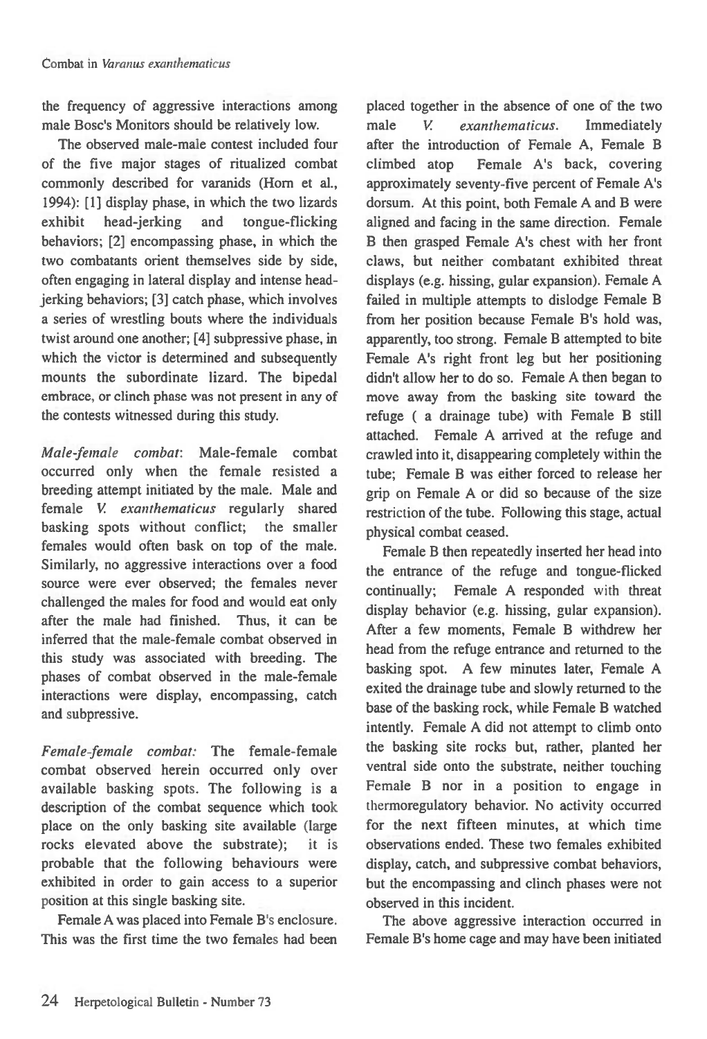the frequency of aggressive interactions among male Bosc's Monitors should be relatively low.

The observed male-male contest included four of the five major stages of ritualized combat commonly described for varanids (Horn et al., 1994): [1] display phase, in which the two lizards exhibit head-jerking and tongue-flicking behaviors; [2] encompassing phase, in which the two combatants orient themselves side by side, often engaging in lateral display and intense head-jerking behaviors; [3] catch phase, which involves a series of wrestling bouts where the individuals twist around one another; [4] subpressive phase, in which the victor is determined and subsequently mounts the subordinate lizard. The bipedal embrace, or clinch phase was not present in any of the contests witnessed during this study.

*Male-female combat*: Male-female combat occurred only when the female resisted a breeding attempt initiated by the male. Male and female *V. exanthematicus* regularly shared basking spots without conflict; the smaller females would often bask on top of the male. Similarly, no aggressive interactions over a food source were ever observed; the females never challenged the males for food and would eat only after the male had finished. Thus, it can be inferred that the male-female combat observed in this study was associated with breeding. The phases of combat observed in the male-female interactions were display, encompassing, catch and subpressive.

*Female-female combat:* The female-female combat observed herein occurred only over available basking spots. The following is a description of the combat sequence which took place on the only basking site available (large rocks elevated above the substrate); it is probable that the following behaviours were exhibited in order to gain access to a superior position at this single basking site.

Female A was placed into Female B's enclosure. This was the first time the two females had been placed together in the absence of one of the two male *V. exanthematicus*. Immediately after the introduction of Female A, Female B climbed atop Female A's back, covering approximately seventy-five percent of Female A's dorsum. At this point, both Female A and B were aligned and facing in the same direction. Female B then grasped Female A's chest with her front claws, but neither combatant exhibited threat displays (e.g. hissing, gular expansion). Female A failed in multiple attempts to dislodge Female B from her position because Female B's hold was, apparently, too strong. Female B attempted to bite Female A's right front leg but her positioning didn't allow her to do so. Female A then began to move away from the basking site toward the refuge ( a drainage tube) with Female B still attached. Female A arrived at the refuge and crawled into it, disappearing completely within the tube; Female B was either forced to release her grip on Female A or did so because of the size restriction of the tube. Following this stage, actual physical combat ceased.

Female B then repeatedly inserted her head into the entrance of the refuge and tongue-flicked continually; Female A responded with threat display behavior (e.g. hissing, gular expansion). After a few moments, Female B withdrew her head from the refuge entrance and returned to the basking spot. A few minutes later, Female A exited the drainage tube and slowly returned to the base of the basking rock, while Female B watched intently. Female A did not attempt to climb onto the basking site rocks but, rather, planted her ventral side onto the substrate, neither touching Female B nor in a position to engage in thermoregulatory behavior. No activity occurred for the next fifteen minutes, at which time observations ended. These two females exhibited display, catch, and subpressive combat behaviors, but the encompassing and clinch phases were not observed in this incident.

The above aggressive interaction occurred in Female B's home cage and may have been initiated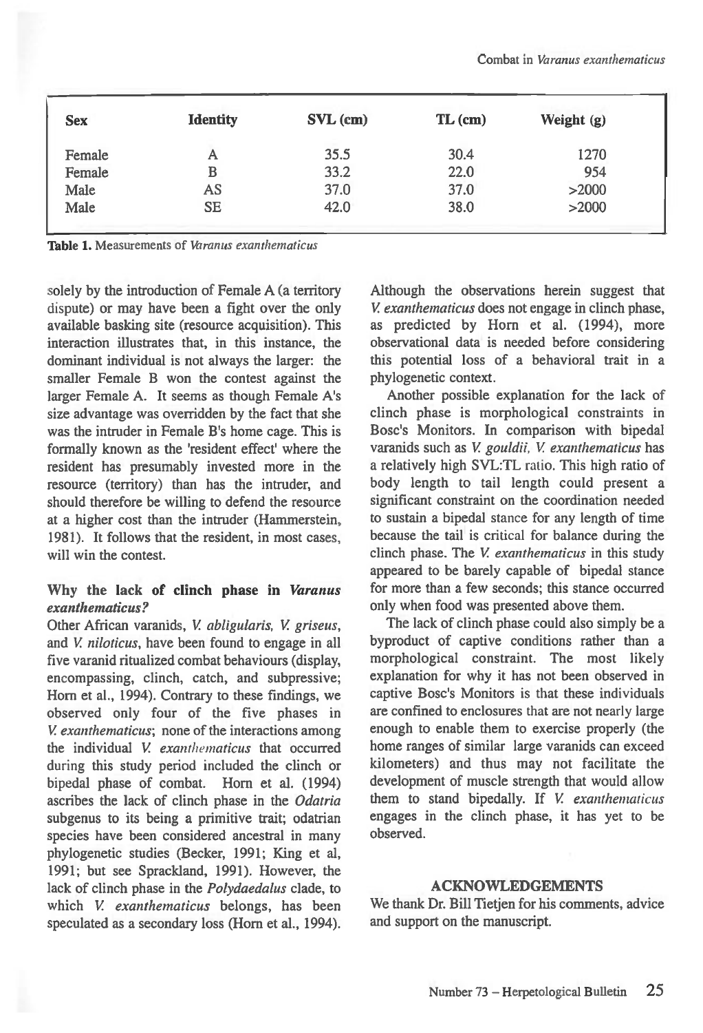| Sex | Identity | SVL (cm) | TL (cm) | Weight (g) |
|---|---|---|---|---|
| Female | A | 35.5 | 30.4 | 1270 |
| Female | B | 33.2 | 22.0 | 954 |
| Male | AS | 37.0 | 37.0 | >2000 |
| Male | SE | 42.0 | 38.0 | >2000 |

**Table 1.** Measurements of *Varanus exanthematicus*

solely by the introduction of Female A (a territory dispute) or may have been a fight over the only available basking site (resource acquisition). This interaction illustrates that, in this instance, the dominant individual is not always the larger: the smaller Female B won the contest against the larger Female A. It seems as though Female A's size advantage was overridden by the fact that she was the intruder in Female B's home cage. This is formally known as the 'resident effect' where the resident has presumably invested more in the resource (territory) than has the intruder, and should therefore be willing to defend the resource at a higher cost than the intruder (Hammerstein, 1981). It follows that the resident, in most cases, will win the contest.

### Why the lack of clinch phase in *Varanus exanthematicus?*

Other African varanids, *V. abligularis, V. griseus*, and *V. niloticus*, have been found to engage in all five varanid ritualized combat behaviours (display, encompassing, clinch, catch, and subpressive; Horn et al., 1994). Contrary to these findings, we observed only four of the five phases in *V. exanthematicus*; none of the interactions among the individual *V. exanthematicus* that occurred during this study period included the clinch or bipedal phase of combat. Horn et al. (1994) ascribes the lack of clinch phase in the *Odatria* subgenus to its being a primitive trait; odatrian species have been considered ancestral in many phylogenetic studies (Becker, 1991; King et al, 1991; but see Sprackland, 1991). However, the lack of clinch phase in the *Polydaedalus* clade, to which *V. exanthematicus* belongs, has been speculated as a secondary loss (Horn et al., 1994).

Although the observations herein suggest that *V. exanthematicus* does not engage in clinch phase, as predicted by Horn et al. (1994), more observational data is needed before considering this potential loss of a behavioral trait in a phylogenetic context.

Another possible explanation for the lack of clinch phase is morphological constraints in Bosc's Monitors. In comparison with bipedal varanids such as *V. gouldii, V. exanthematicus* has a relatively high SVL:TL ratio. This high ratio of body length to tail length could present a significant constraint on the coordination needed to sustain a bipedal stance for any length of time because the tail is critical for balance during the clinch phase. The *V. exanthematicus* in this study appeared to be barely capable of bipedal stance for more than a few seconds; this stance occurred only when food was presented above them.

The lack of clinch phase could also simply be a byproduct of captive conditions rather than a morphological constraint. The most likely explanation for why it has not been observed in captive Bosc's Monitors is that these individuals are confined to enclosures that are not nearly large enough to enable them to exercise properly (the home ranges of similar large varanids can exceed kilometers) and thus may not facilitate the development of muscle strength that would allow them to stand bipedally. If *V. exanthematicus* engages in the clinch phase, it has yet to be observed.

### ACKNOWLEDGEMENTS

We thank Dr. Bill Tietjen for his comments, advice and support on the manuscript.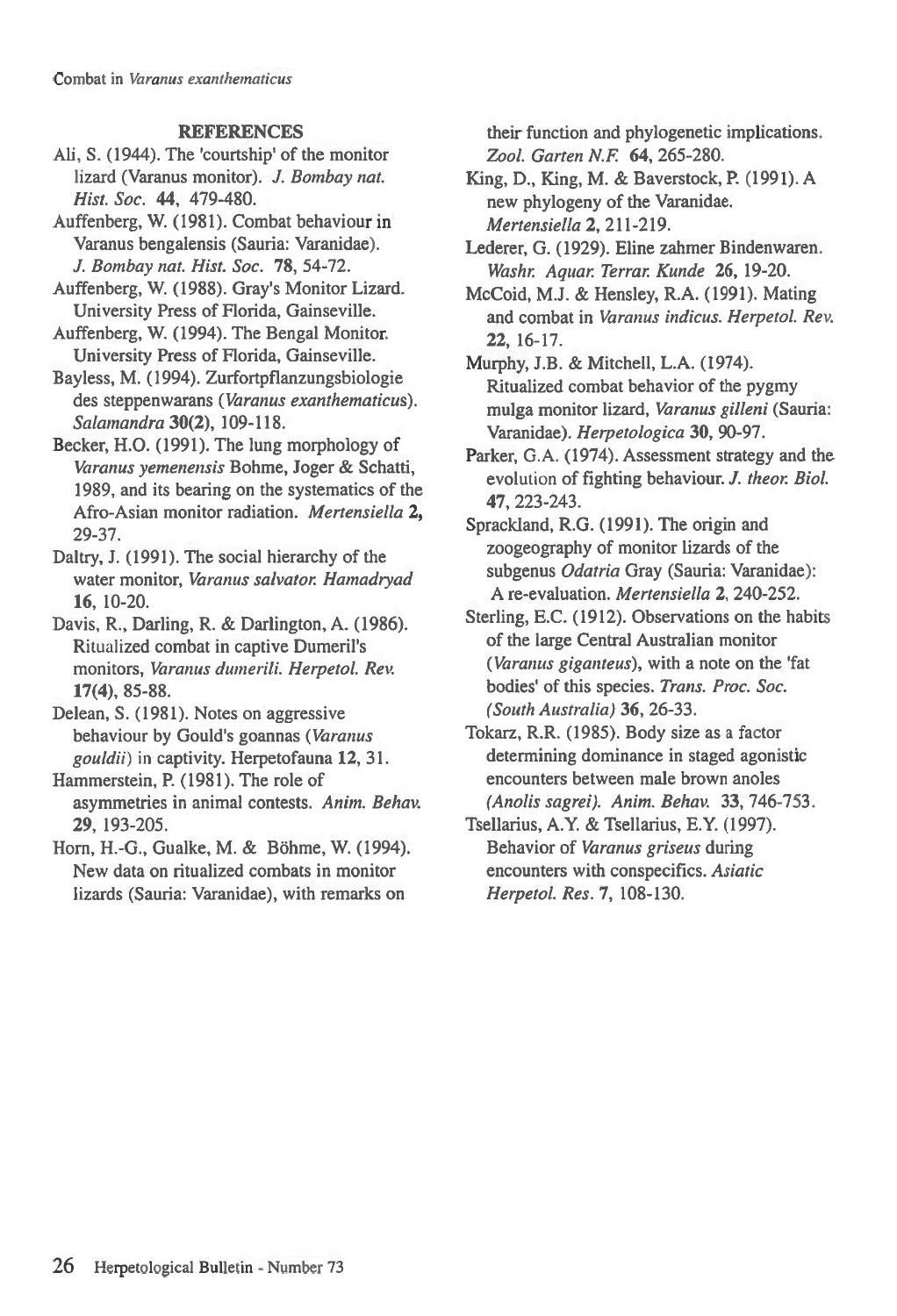## REFERENCES

Ali, S. (1944). The 'courtship' of the monitor lizard (Varanus monitor). *J. Bombay nat. Hist. Soc.* **44**, 479-480.

Auffenberg, W. (1981). Combat behaviour in Varanus bengalensis (Sauria: Varanidae). *J. Bombay nat. Hist. Soc.* **78**, 54-72.

Auffenberg, W. (1988). Gray's Monitor Lizard. University Press of Florida, Gainseville.

Auffenberg, W. (1994). The Bengal Monitor. University Press of Florida, Gainseville.

Bayless, M. (1994). Zurfortpflanzungsbiologie des steppenwarans (*Varanus exanthematicus*). *Salamandra* **30(2)**, 109-118.

Becker, H.O. (1991). The lung morphology of *Varanus yemenensis* Bohme, Joger & Schatti, 1989, and its bearing on the systematics of the Afro-Asian monitor radiation. *Mertensiella* **2,** 29-37.

Daltry, J. (1991). The social hierarchy of the water monitor, *Varanus salvator. Hamadryad* **16**, 10-20.

Davis, R., Darling, R. & Darlington, A. (1986). Ritualized combat in captive Dumeril's monitors, *Varanus dumerili. Herpetol. Rev.* **17(4)**, 85-88.

Delean, S. (1981). Notes on aggressive behaviour by Gould's goannas (*Varanus gouldii*) in captivity. Herpetofauna **12**, 31.

Hammerstein, P. (1981). The role of asymmetries in animal contests. *Anim. Behav.* **29**, 193-205.

Horn, H.-G., Gualke, M. & Böhme, W. (1994). New data on ritualized combats in monitor lizards (Sauria: Varanidae), with remarks on their function and phylogenetic implications. *Zool. Garten N.F.* **64**, 265-280.

King, D., King, M. & Baverstock, P. (1991). A new phylogeny of the Varanidae. *Mertensiella* **2**, 211-219.

Lederer, G. (1929). Eline zahmer Bindenwaren. *Washr. Aquar. Terrar. Kunde* **26**, 19-20.

McCoid, M.J. & Hensley, R.A. (1991). Mating and combat in *Varanus indicus. Herpetol. Rev.* **22**, 16-17.

Murphy, J.B. & Mitchell, L.A. (1974). Ritualized combat behavior of the pygmy mulga monitor lizard, *Varanus gilleni* (Sauria: Varanidae). *Herpetologica* **30**, 90-97.

Parker, G.A. (1974). Assessment strategy and the evolution of fighting behaviour. *J. theor. Biol.* **47**, 223-243.

Sprackland, R.G. (1991). The origin and zoogeography of monitor lizards of the subgenus *Odatria* Gray (Sauria: Varanidae): A re-evaluation. *Mertensiella* **2**, 240-252.

Sterling, E.C. (1912). Observations on the habits of the large Central Australian monitor (*Varanus giganteus*), with a note on the 'fat bodies' of this species. *Trans. Proc. Soc. (South Australia)* **36**, 26-33.

Tokarz, R.R. (1985). Body size as a factor determining dominance in staged agonistic encounters between male brown anoles (*Anolis sagrei*). *Anim. Behav.* **33**, 746-753.

Tsellarius, A.Y. & Tsellarius, E.Y. (1997). Behavior of *Varanus griseus* during encounters with conspecifics. *Asiatic Herpetol. Res.* **7**, 108-130.